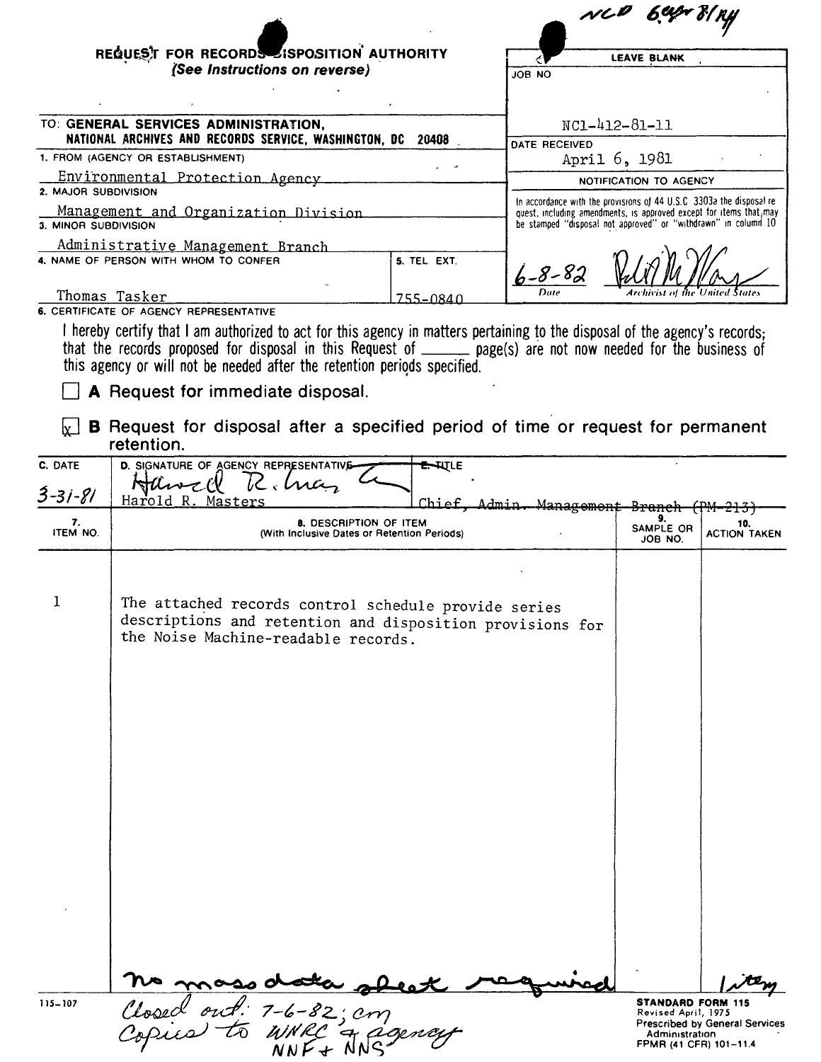NCD 6 apr 81/ry

**REQUEST FOR RECORDS DISPOSITION AUTHORITY**
*(See Instructions on reverse)*

| LEAVE BLANK |
|---|
| JOB NO<br>NC1-412-81-11 |
| DATE RECEIVED<br>April 6, 1981 |
| NOTIFICATION TO AGENCY |
| In accordance with the provisions of 44 U.S.C 3303a the disposal request, including amendments, is approved except for items that may be stamped "disposal not approved" or "withdrawn" in column 10 |
| 6-8-82 (signature) — Date — Archivist of the United States |

TO: **GENERAL SERVICES ADMINISTRATION, NATIONAL ARCHIVES AND RECORDS SERVICE, WASHINGTON, DC 20408**

1. FROM (AGENCY OR ESTABLISHMENT): Environmental Protection Agency
2. MAJOR SUBDIVISION: Management and Organization Division
3. MINOR SUBDIVISION: Administrative Management Branch
4. NAME OF PERSON WITH WHOM TO CONFER: Thomas Tasker
5. TEL. EXT.: 755-0840

6. CERTIFICATE OF AGENCY REPRESENTATIVE

I hereby certify that I am authorized to act for this agency in matters pertaining to the disposal of the agency's records; that the records proposed for disposal in this Request of ______ page(s) are not now needed for the business of this agency or will not be needed after the retention periods specified.

☐ **A** Request for immediate disposal.

☒ **B** Request for disposal after a specified period of time or request for permanent retention.

| C. DATE | D. SIGNATURE OF AGENCY REPRESENTATIVE | E. TITLE |
|---|---|---|
| 3-31-81 | (signature) Harold R. Masters | Chief, Admin. Management Branch (PM-213) |

| 7. ITEM NO. | 8. DESCRIPTION OF ITEM (With Inclusive Dates or Retention Periods) | 9. SAMPLE OR JOB NO. | 10. ACTION TAKEN |
|---|---|---|---|
| 1 | The attached records control schedule provide series descriptions and retention and disposition provisions for the Noise Machine-readable records. | | |
| | no mass data sheet required | | 1 item |

Closed out: 7-6-82; cm
Copies to WNRC & agency
NNF + NNS

115-107

**STANDARD FORM 115**
Revised April, 1975
Prescribed by General Services Administration
FPMR (41 CFR) 101-11.4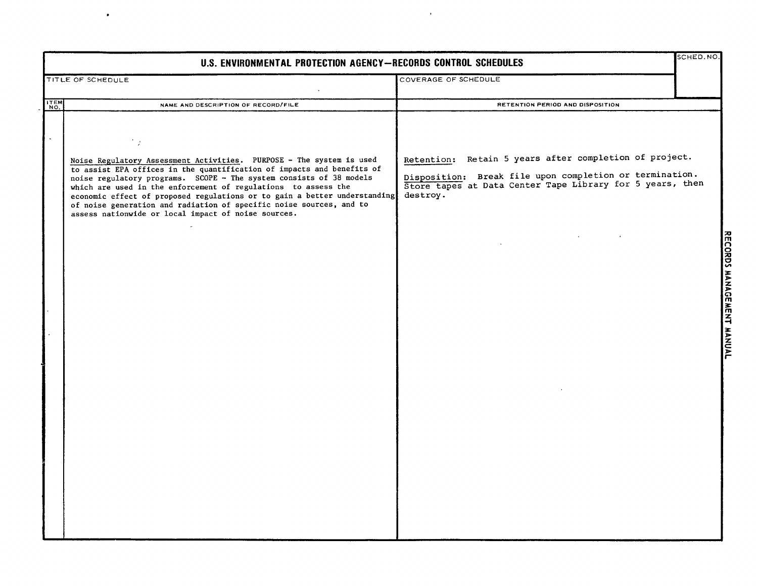# U.S. ENVIRONMENTAL PROTECTION AGENCY—RECORDS CONTROL SCHEDULES

| TITLE OF SCHEDULE | COVERAGE OF SCHEDULE | SCHED. NO. |
|---|---|---|
| | | |

| ITEM NO. | NAME AND DESCRIPTION OF RECORD/FILE | RETENTION PERIOD AND DISPOSITION |
|---|---|---|
| | Noise Regulatory Assessment Activities. PURPOSE - The system is used to assist EPA offices in the quantification of impacts and benefits of noise regulatory programs. SCOPE - The system consists of 38 models which are used in the enforcement of regulations to assess the economic effect of proposed regulations or to gain a better understanding of noise generation and radiation of specific noise sources, and to assess nationwide or local impact of noise sources. | Retention: Retain 5 years after completion of project.<br><br>Disposition: Break file upon completion or termination. Store tapes at Data Center Tape Library for 5 years, then destroy. |

RECORDS MANAGEMENT MANUAL